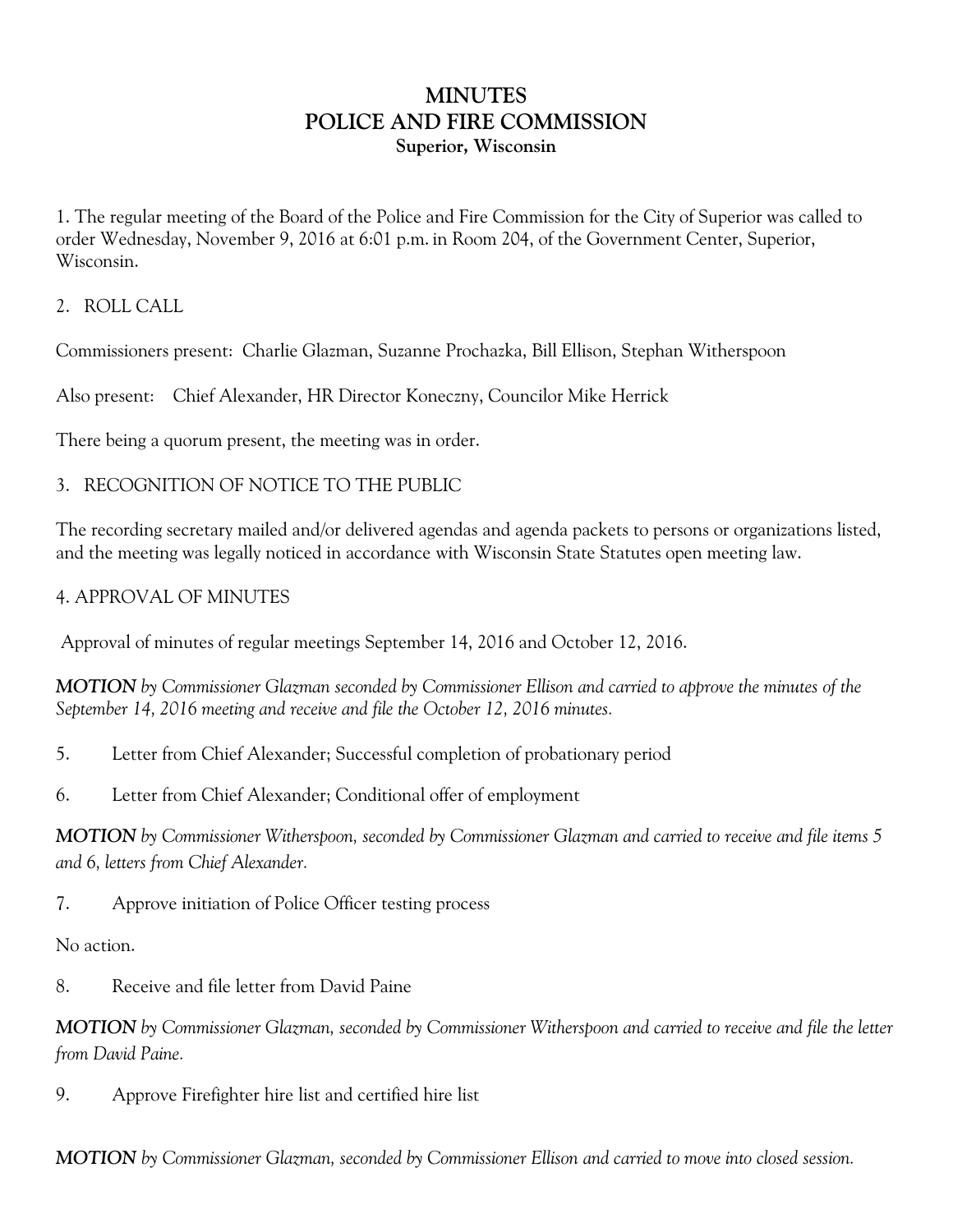# MINUTES
# POLICE AND FIRE COMMISSION
### Superior, Wisconsin

1. The regular meeting of the Board of the Police and Fire Commission for the City of Superior was called to order Wednesday, November 9, 2016 at 6:01 p.m. in Room 204, of the Government Center, Superior, Wisconsin.

2. ROLL CALL

Commissioners present: Charlie Glazman, Suzanne Prochazka, Bill Ellison, Stephan Witherspoon

Also present: Chief Alexander, HR Director Koneczny, Councilor Mike Herrick

There being a quorum present, the meeting was in order.

3. RECOGNITION OF NOTICE TO THE PUBLIC

The recording secretary mailed and/or delivered agendas and agenda packets to persons or organizations listed, and the meeting was legally noticed in accordance with Wisconsin State Statutes open meeting law.

4. APPROVAL OF MINUTES

Approval of minutes of regular meetings September 14, 2016 and October 12, 2016.

***MOTION*** *by Commissioner Glazman seconded by Commissioner Ellison and carried to approve the minutes of the September 14, 2016 meeting and receive and file the October 12, 2016 minutes.*

5. Letter from Chief Alexander; Successful completion of probationary period

6. Letter from Chief Alexander; Conditional offer of employment

***MOTION*** *by Commissioner Witherspoon, seconded by Commissioner Glazman and carried to receive and file items 5 and 6, letters from Chief Alexander.*

7. Approve initiation of Police Officer testing process

No action.

8. Receive and file letter from David Paine

***MOTION*** *by Commissioner Glazman, seconded by Commissioner Witherspoon and carried to receive and file the letter from David Paine.*

9. Approve Firefighter hire list and certified hire list

***MOTION*** *by Commissioner Glazman, seconded by Commissioner Ellison and carried to move into closed session.*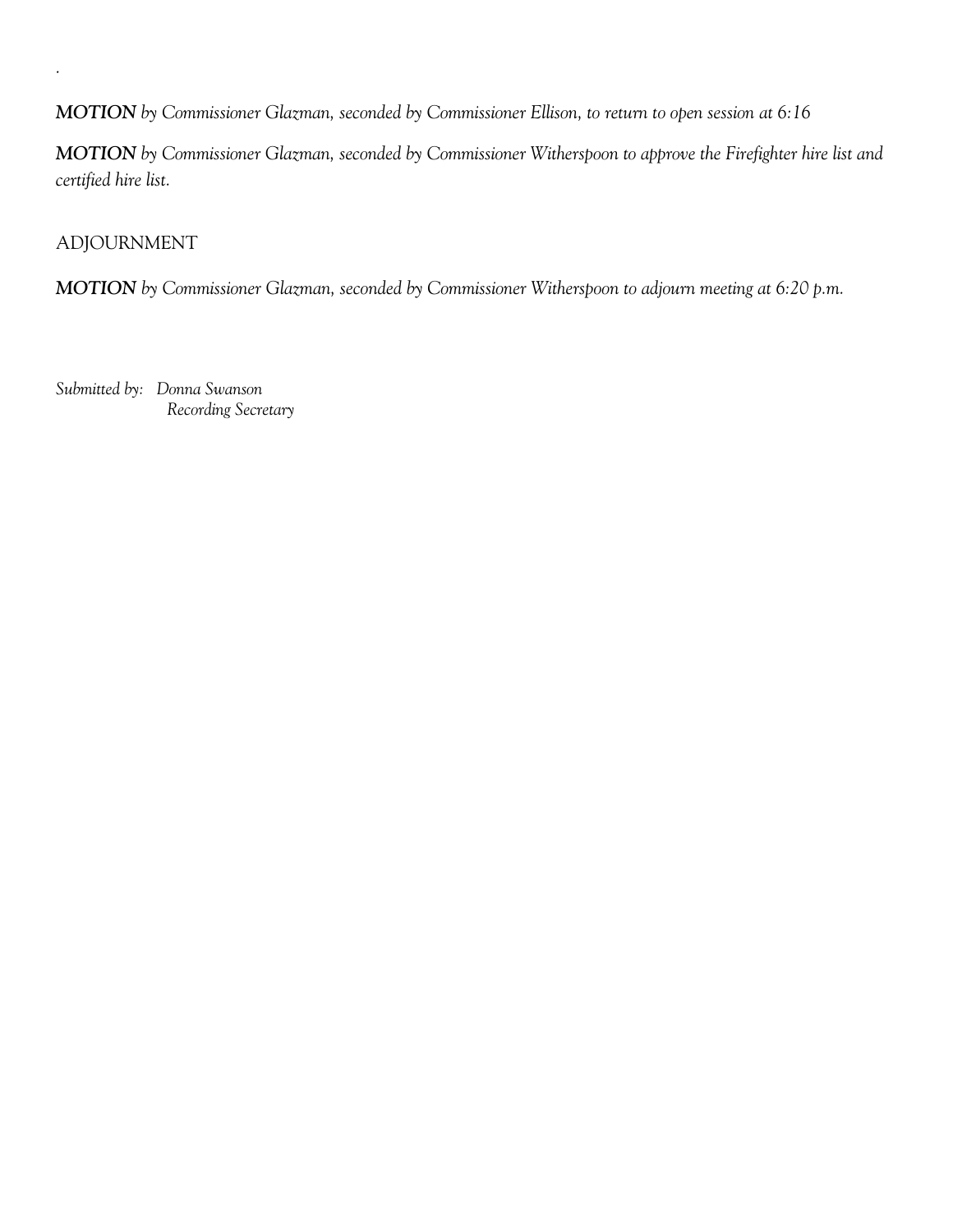.

***MOTION** by Commissioner Glazman, seconded by Commissioner Ellison, to return to open session at 6:16*

***MOTION** by Commissioner Glazman, seconded by Commissioner Witherspoon to approve the Firefighter hire list and certified hire list.*

ADJOURNMENT

***MOTION** by Commissioner Glazman, seconded by Commissioner Witherspoon to adjourn meeting at 6:20 p.m.*

*Submitted by: Donna Swanson*
*Recording Secretary*